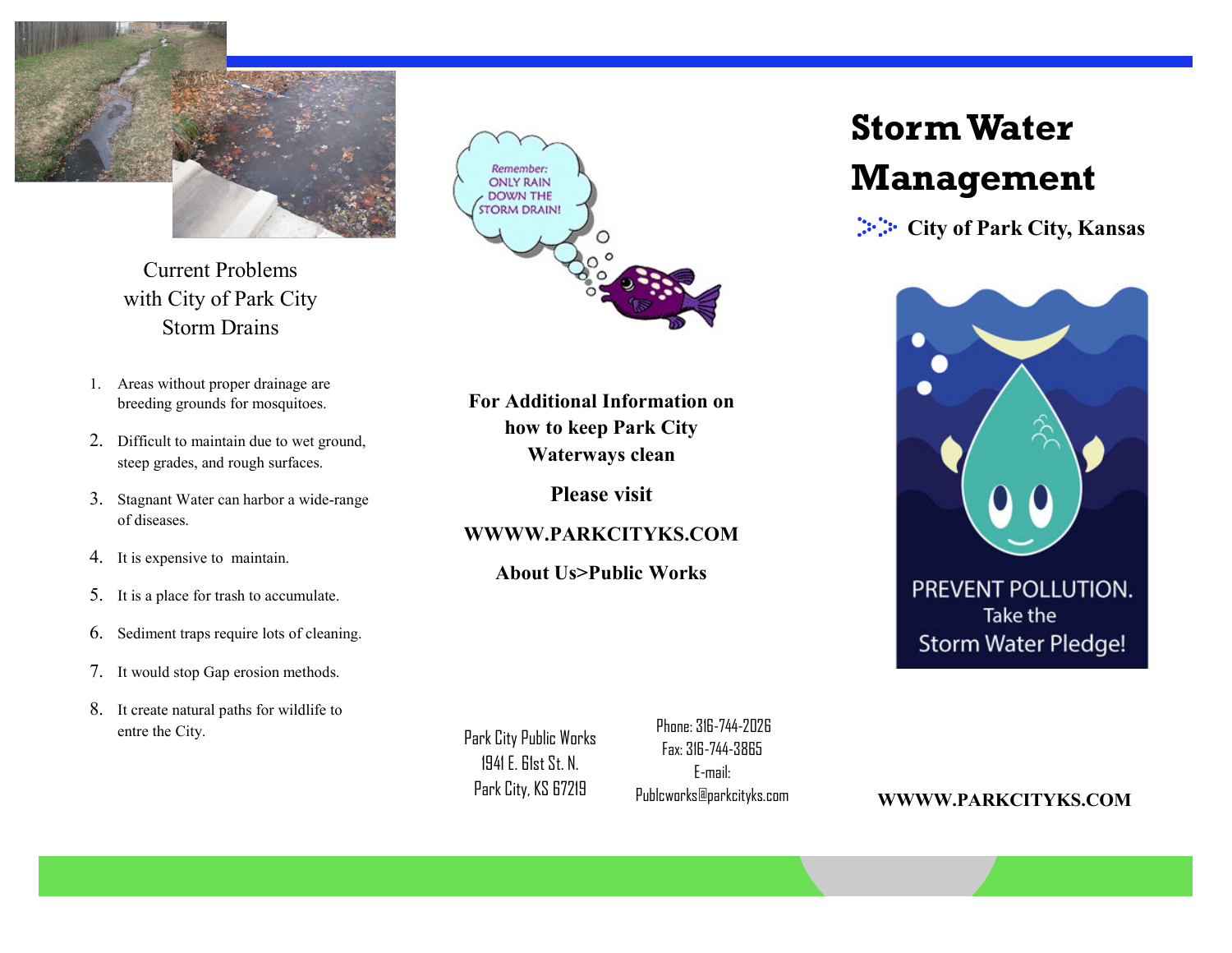# Storm Water Management

**City of Park City, Kansas**

PREVENT POLLUTION. Take the Storm Water Pledge!

**WWWW.PARKCITYKS.COM**

## Current Problems with City of Park City Storm Drains

1. Areas without proper drainage are breeding grounds for mosquitoes.
2. Difficult to maintain due to wet ground, steep grades, and rough surfaces.
3. Stagnant Water can harbor a wide-range of diseases.
4. It is expensive to maintain.
5. It is a place for trash to accumulate.
6. Sediment traps require lots of cleaning.
7. It would stop Gap erosion methods.
8. It create natural paths for wildlife to entre the City.

*Remember: ONLY RAIN DOWN THE STORM DRAIN!*

**For Additional Information on how to keep Park City Waterways clean**

**Please visit**

**WWWW.PARKCITYKS.COM**

**About Us>Public Works**

Park City Public Works
1941 E. 61st St. N.
Park City, KS 67219

Phone: 316-744-2026
Fax: 316-744-3865
E-mail:
Publcworks@parkcityks.com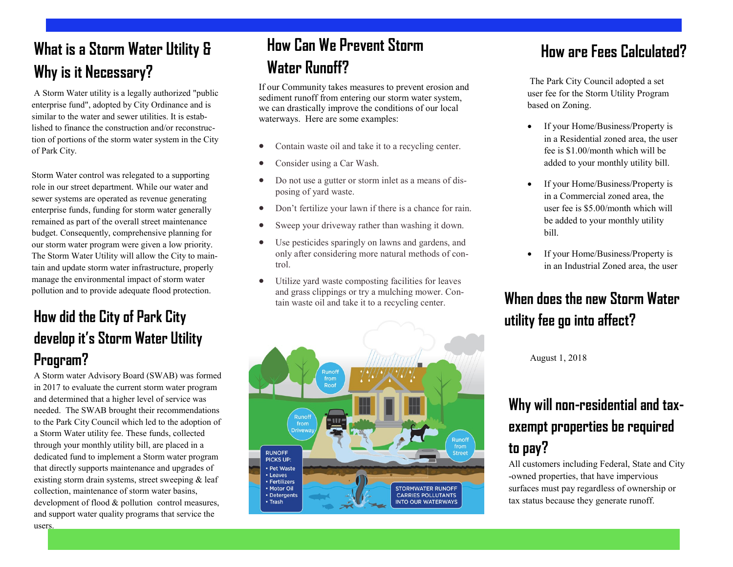## What is a Storm Water Utility & Why is it Necessary?

A Storm Water utility is a legally authorized "public enterprise fund", adopted by City Ordinance and is similar to the water and sewer utilities. It is established to finance the construction and/or reconstruction of portions of the storm water system in the City of Park City.

Storm Water control was relegated to a supporting role in our street department. While our water and sewer systems are operated as revenue generating enterprise funds, funding for storm water generally remained as part of the overall street maintenance budget. Consequently, comprehensive planning for our storm water program were given a low priority. The Storm Water Utility will allow the City to maintain and update storm water infrastructure, properly manage the environmental impact of storm water pollution and to provide adequate flood protection.

## How did the City of Park City develop it's Storm Water Utility Program?

A Storm water Advisory Board (SWAB) was formed in 2017 to evaluate the current storm water program and determined that a higher level of service was needed. The SWAB brought their recommendations to the Park City Council which led to the adoption of a Storm Water utility fee. These funds, collected through your monthly utility bill, are placed in a dedicated fund to implement a Storm water program that directly supports maintenance and upgrades of existing storm drain systems, street sweeping & leaf collection, maintenance of storm water basins, development of flood & pollution control measures, and support water quality programs that service the users.

## How Can We Prevent Storm Water Runoff?

If our Community takes measures to prevent erosion and sediment runoff from entering our storm water system, we can drastically improve the conditions of our local waterways. Here are some examples:

- Contain waste oil and take it to a recycling center.
- Consider using a Car Wash.
- Do not use a gutter or storm inlet as a means of disposing of yard waste.
- Don't fertilize your lawn if there is a chance for rain.
- Sweep your driveway rather than washing it down.
- Use pesticides sparingly on lawns and gardens, and only after considering more natural methods of control.
- Utilize yard waste composting facilities for leaves and grass clippings or try a mulching mower. Contain waste oil and take it to a recycling center.

Runoff from Roof

Runoff from Driveway

Runoff from Street

RUNOFF PICKS UP:
- Pet Waste
- Leaves
- Fertilizers
- Motor Oil
- Detergents
- Trash

STORMWATER RUNOFF CARRIES POLLUTANTS INTO OUR WATERWAYS

## How are Fees Calculated?

The Park City Council adopted a set user fee for the Storm Utility Program based on Zoning.

- If your Home/Business/Property is in a Residential zoned area, the user fee is $1.00/month which will be added to your monthly utility bill.
- If your Home/Business/Property is in a Commercial zoned area, the user fee is $5.00/month which will be added to your monthly utility bill.
- If your Home/Business/Property is in an Industrial Zoned area, the user

## When does the new Storm Water utility fee go into affect?

August 1, 2018

## Why will non-residential and tax-exempt properties be required to pay?

All customers including Federal, State and City -owned properties, that have impervious surfaces must pay regardless of ownership or tax status because they generate runoff.